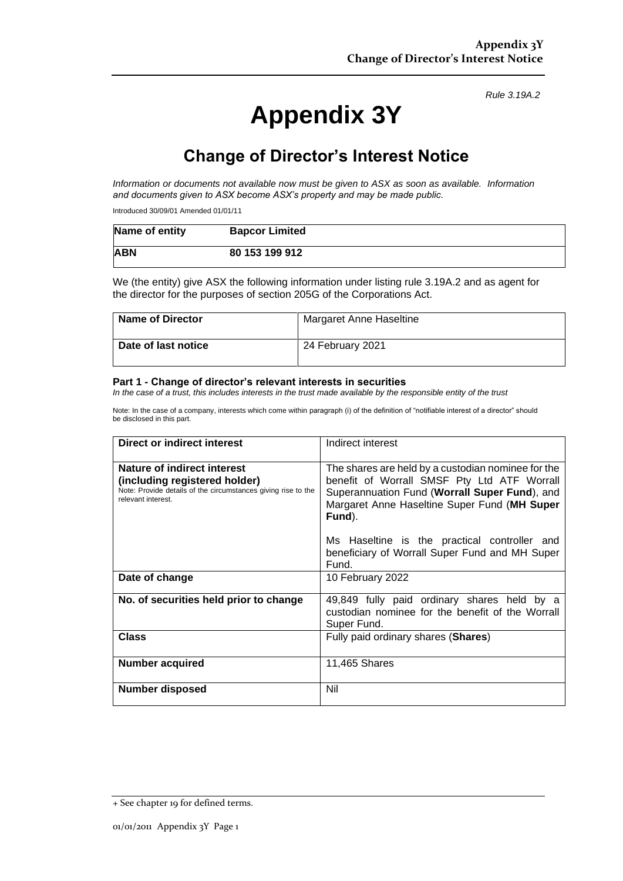*Rule 3.19A.2*

# Appendix 3Y

## Change of Director's Interest Notice

*Information or documents not available now must be given to ASX as soon as available. Information and documents given to ASX become ASX's property and may be made public.*

Introduced 30/09/01 Amended 01/01/11

| **Name of entity** | **Bapcor Limited** |
|---|---|
| **ABN** | **80 153 199 912** |

We (the entity) give ASX the following information under listing rule 3.19A.2 and as agent for the director for the purposes of section 205G of the Corporations Act.

| **Name of Director** | Margaret Anne Haseltine |
|---|---|
| **Date of last notice** | 24 February 2021 |

### Part 1 - Change of director's relevant interests in securities

*In the case of a trust, this includes interests in the trust made available by the responsible entity of the trust*

Note: In the case of a company, interests which come within paragraph (i) of the definition of "notifiable interest of a director" should be disclosed in this part.

| **Direct or indirect interest** | Indirect interest |
|---|---|
| **Nature of indirect interest (including registered holder)** Note: Provide details of the circumstances giving rise to the relevant interest. | The shares are held by a custodian nominee for the benefit of Worrall SMSF Pty Ltd ATF Worrall Superannuation Fund (**Worrall Super Fund**), and Margaret Anne Haseltine Super Fund (**MH Super Fund**). Ms Haseltine is the practical controller and beneficiary of Worrall Super Fund and MH Super Fund. |
| **Date of change** | 10 February 2022 |
| **No. of securities held prior to change** | 49,849 fully paid ordinary shares held by a custodian nominee for the benefit of the Worrall Super Fund. |
| **Class** | Fully paid ordinary shares (**Shares**) |
| **Number acquired** | 11,465 Shares |
| **Number disposed** | Nil |

+ See chapter 19 for defined terms.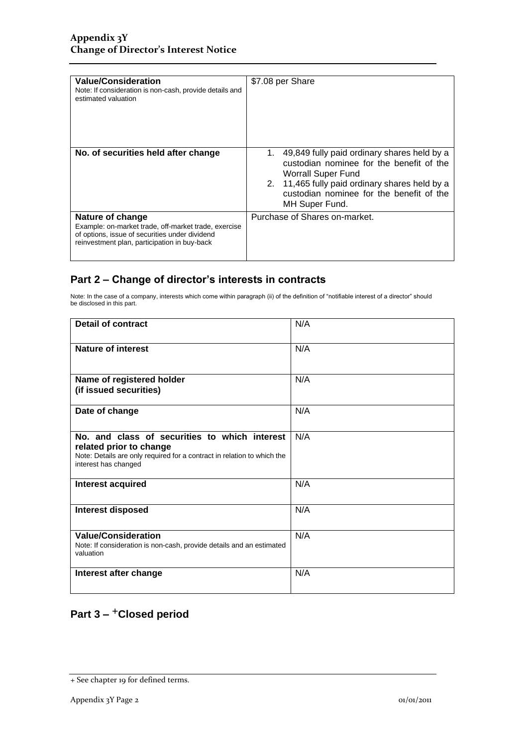| | |
|---|---|
| **Value/Consideration**<br>Note: If consideration is non-cash, provide details and estimated valuation | $7.08 per Share |
| **No. of securities held after change** | 1. 49,849 fully paid ordinary shares held by a custodian nominee for the benefit of the Worrall Super Fund<br>2. 11,465 fully paid ordinary shares held by a custodian nominee for the benefit of the MH Super Fund. |
| **Nature of change**<br>Example: on-market trade, off-market trade, exercise of options, issue of securities under dividend reinvestment plan, participation in buy-back | Purchase of Shares on-market. |

## Part 2 – Change of director's interests in contracts

Note: In the case of a company, interests which come within paragraph (ii) of the definition of "notifiable interest of a director" should be disclosed in this part.

| | |
|---|---|
| **Detail of contract** | N/A |
| **Nature of interest** | N/A |
| **Name of registered holder (if issued securities)** | N/A |
| **Date of change** | N/A |
| **No. and class of securities to which interest related prior to change**<br>Note: Details are only required for a contract in relation to which the interest has changed | N/A |
| **Interest acquired** | N/A |
| **Interest disposed** | N/A |
| **Value/Consideration**<br>Note: If consideration is non-cash, provide details and an estimated valuation | N/A |
| **Interest after change** | N/A |

## Part 3 – +Closed period

+ See chapter 19 for defined terms.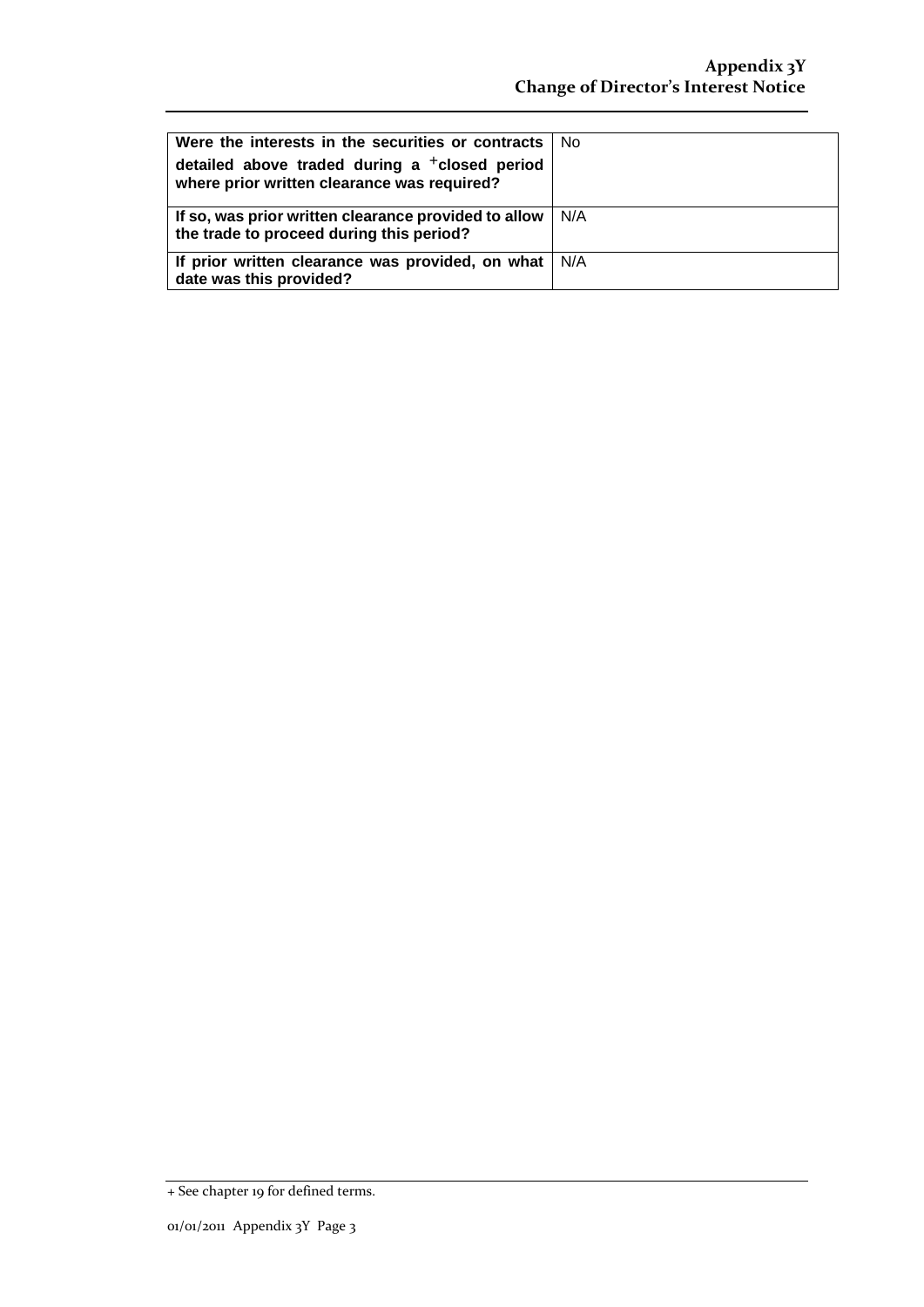| | |
|---|---|
| **Were the interests in the securities or contracts detailed above traded during a +closed period where prior written clearance was required?** | No |
| **If so, was prior written clearance provided to allow the trade to proceed during this period?** | N/A |
| **If prior written clearance was provided, on what date was this provided?** | N/A |

+ See chapter 19 for defined terms.